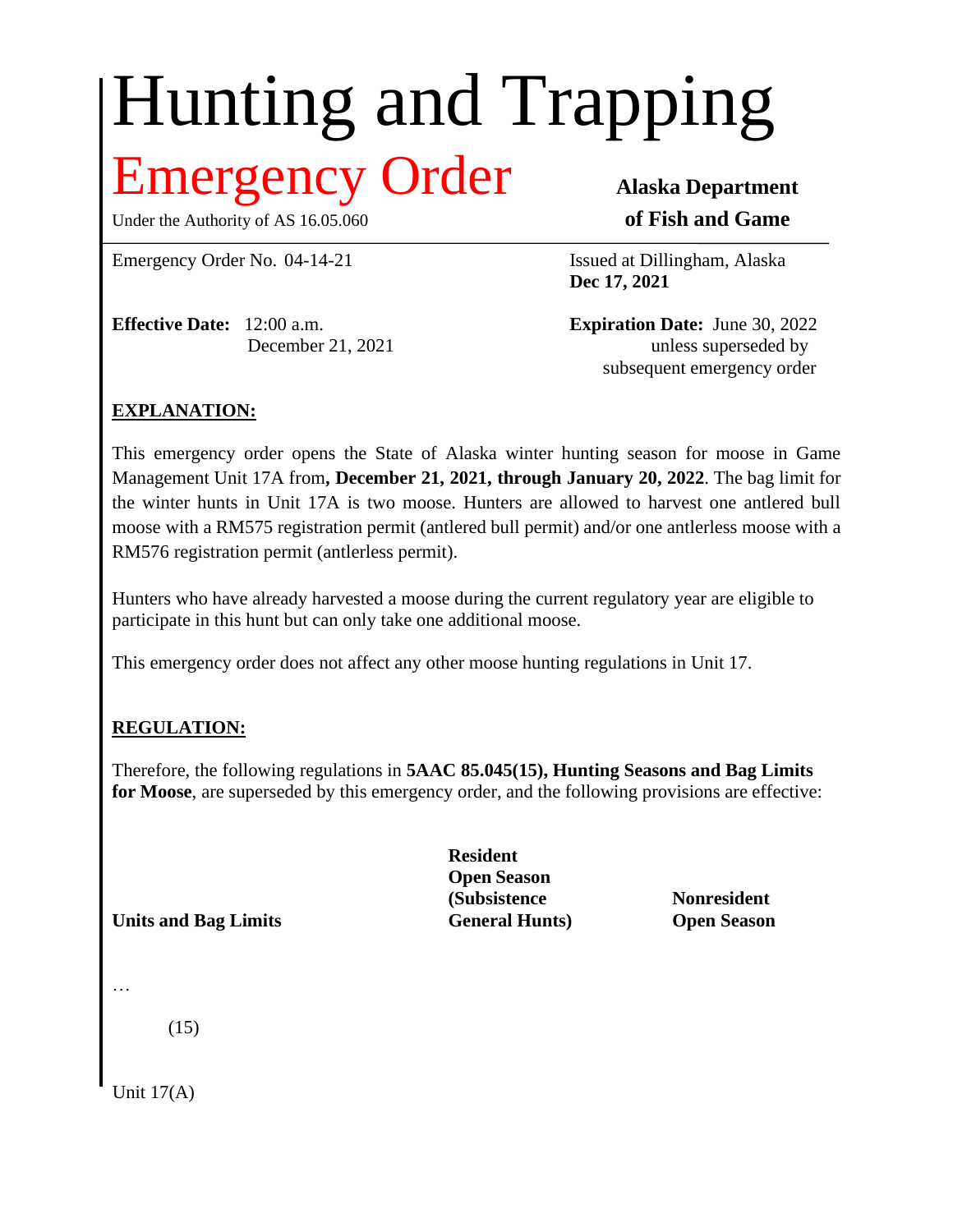// Hunting and Trapping

# Hunting and Trapping

## Emergency Order

Under the Authority of AS 16.05.060

**Alaska Department of Fish and Game**

Emergency Order No. 04-14-21

Issued at Dillingham, Alaska
**Dec 17, 2021**

**Effective Date:** 12:00 a.m.
December 21, 2021

**Expiration Date:** June 30, 2022
unless superseded by
subsequent emergency order

**EXPLANATION:**

This emergency order opens the State of Alaska winter hunting season for moose in Game Management Unit 17A from**, December 21, 2021, through January 20, 2022**. The bag limit for the winter hunts in Unit 17A is two moose. Hunters are allowed to harvest one antlered bull moose with a RM575 registration permit (antlered bull permit) and/or one antlerless moose with a RM576 registration permit (antlerless permit).

Hunters who have already harvested a moose during the current regulatory year are eligible to participate in this hunt but can only take one additional moose.

This emergency order does not affect any other moose hunting regulations in Unit 17.

**REGULATION:**

Therefore, the following regulations in **5AAC 85.045(15), Hunting Seasons and Bag Limits for Moose**, are superseded by this emergency order, and the following provisions are effective:

| Units and Bag Limits | Resident Open Season (Subsistence General Hunts) | Nonresident Open Season |
|---|---|---|
| … | | |
| (15) | | |
| Unit 17(A) | | |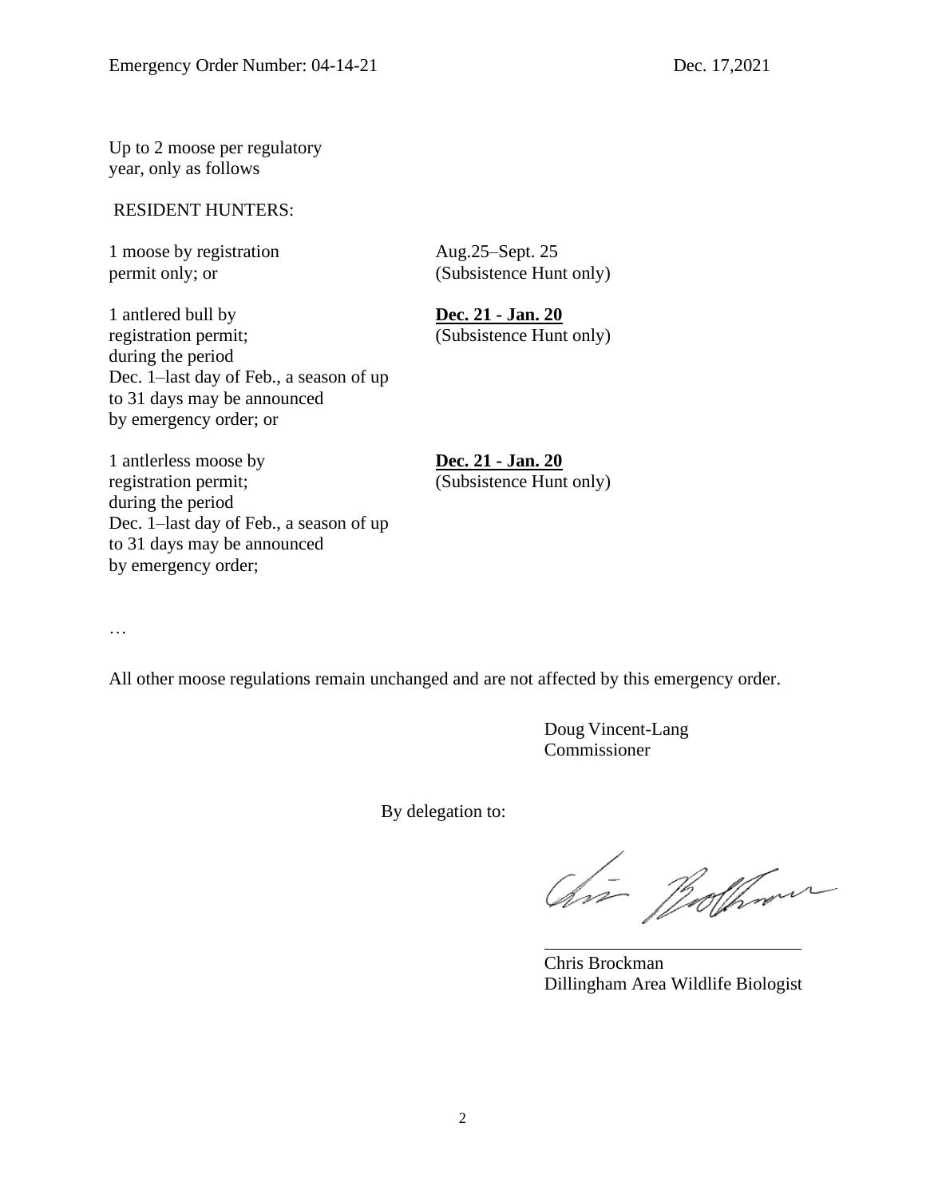Up to 2 moose per regulatory year, only as follows

RESIDENT HUNTERS:

| | |
|---|---|
| 1 moose by registration permit only; or | Aug.25–Sept. 25 (Subsistence Hunt only) |
| 1 antlered bull by registration permit; during the period Dec. 1–last day of Feb., a season of up to 31 days may be announced by emergency order; or | **Dec. 21 - Jan. 20** (Subsistence Hunt only) |
| 1 antlerless moose by registration permit; during the period Dec. 1–last day of Feb., a season of up to 31 days may be announced by emergency order; | **Dec. 21 - Jan. 20** (Subsistence Hunt only) |

…

All other moose regulations remain unchanged and are not affected by this emergency order.

Doug Vincent-Lang
Commissioner

By delegation to:

Chris Brockman
Dillingham Area Wildlife Biologist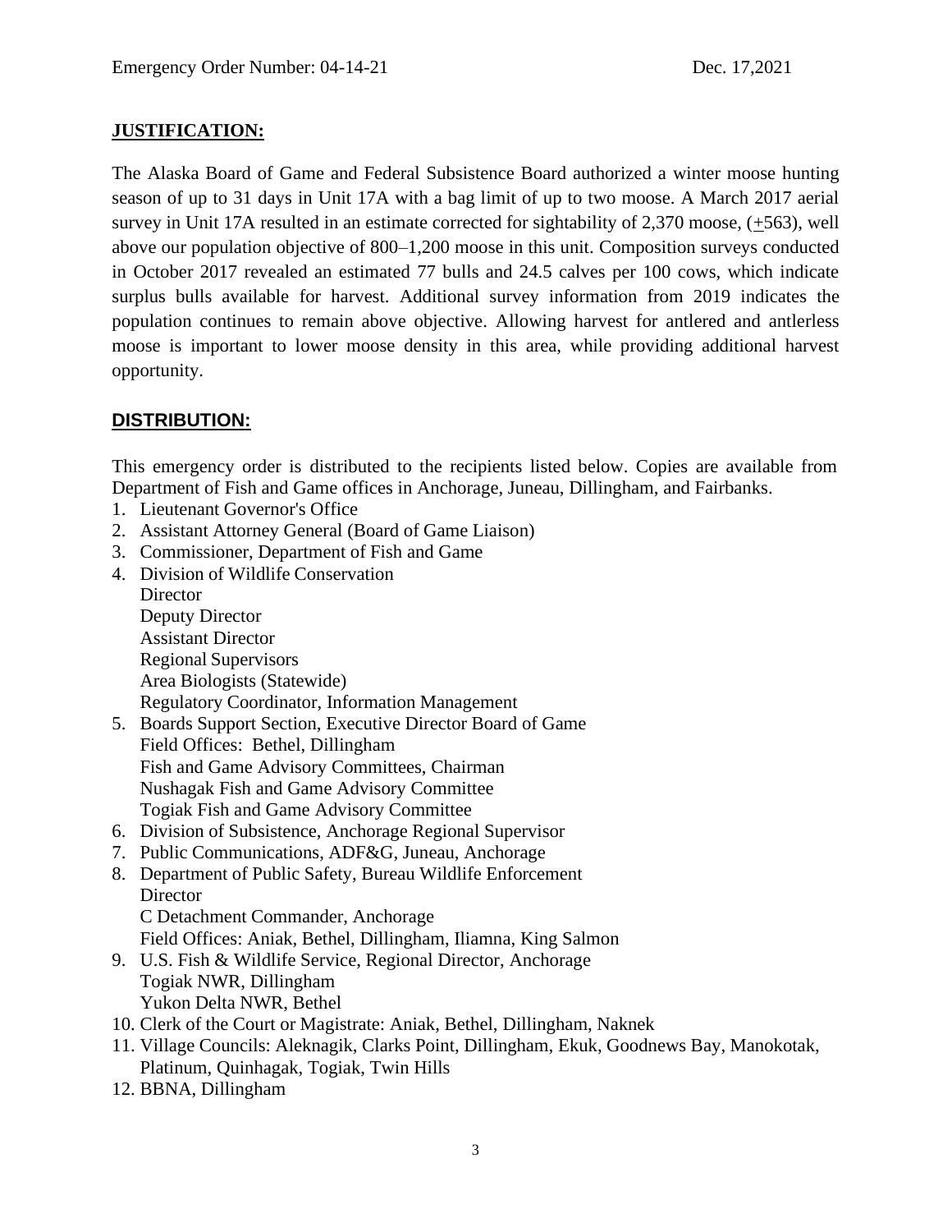## JUSTIFICATION:

The Alaska Board of Game and Federal Subsistence Board authorized a winter moose hunting season of up to 31 days in Unit 17A with a bag limit of up to two moose. A March 2017 aerial survey in Unit 17A resulted in an estimate corrected for sightability of 2,370 moose, (±563), well above our population objective of 800–1,200 moose in this unit. Composition surveys conducted in October 2017 revealed an estimated 77 bulls and 24.5 calves per 100 cows, which indicate surplus bulls available for harvest. Additional survey information from 2019 indicates the population continues to remain above objective. Allowing harvest for antlered and antlerless moose is important to lower moose density in this area, while providing additional harvest opportunity.

## DISTRIBUTION:

This emergency order is distributed to the recipients listed below. Copies are available from Department of Fish and Game offices in Anchorage, Juneau, Dillingham, and Fairbanks.

1. Lieutenant Governor's Office
2. Assistant Attorney General (Board of Game Liaison)
3. Commissioner, Department of Fish and Game
4. Division of Wildlife Conservation
   Director
   Deputy Director
   Assistant Director
   Regional Supervisors
   Area Biologists (Statewide)
   Regulatory Coordinator, Information Management
5. Boards Support Section, Executive Director Board of Game
   Field Offices: Bethel, Dillingham
   Fish and Game Advisory Committees, Chairman
   Nushagak Fish and Game Advisory Committee
   Togiak Fish and Game Advisory Committee
6. Division of Subsistence, Anchorage Regional Supervisor
7. Public Communications, ADF&G, Juneau, Anchorage
8. Department of Public Safety, Bureau Wildlife Enforcement
   Director
   C Detachment Commander, Anchorage
   Field Offices: Aniak, Bethel, Dillingham, Iliamna, King Salmon
9. U.S. Fish & Wildlife Service, Regional Director, Anchorage
   Togiak NWR, Dillingham
   Yukon Delta NWR, Bethel
10. Clerk of the Court or Magistrate: Aniak, Bethel, Dillingham, Naknek
11. Village Councils: Aleknagik, Clarks Point, Dillingham, Ekuk, Goodnews Bay, Manokotak, Platinum, Quinhagak, Togiak, Twin Hills
12. BBNA, Dillingham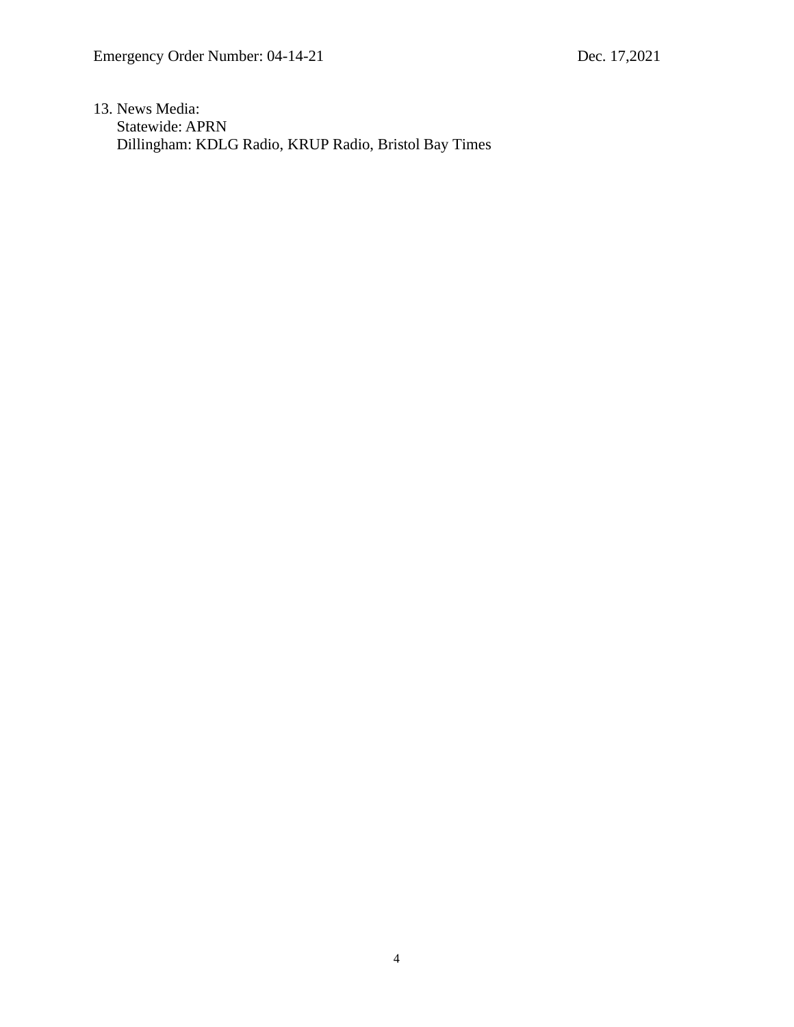13. News Media:
    Statewide: APRN
    Dillingham: KDLG Radio, KRUP Radio, Bristol Bay Times